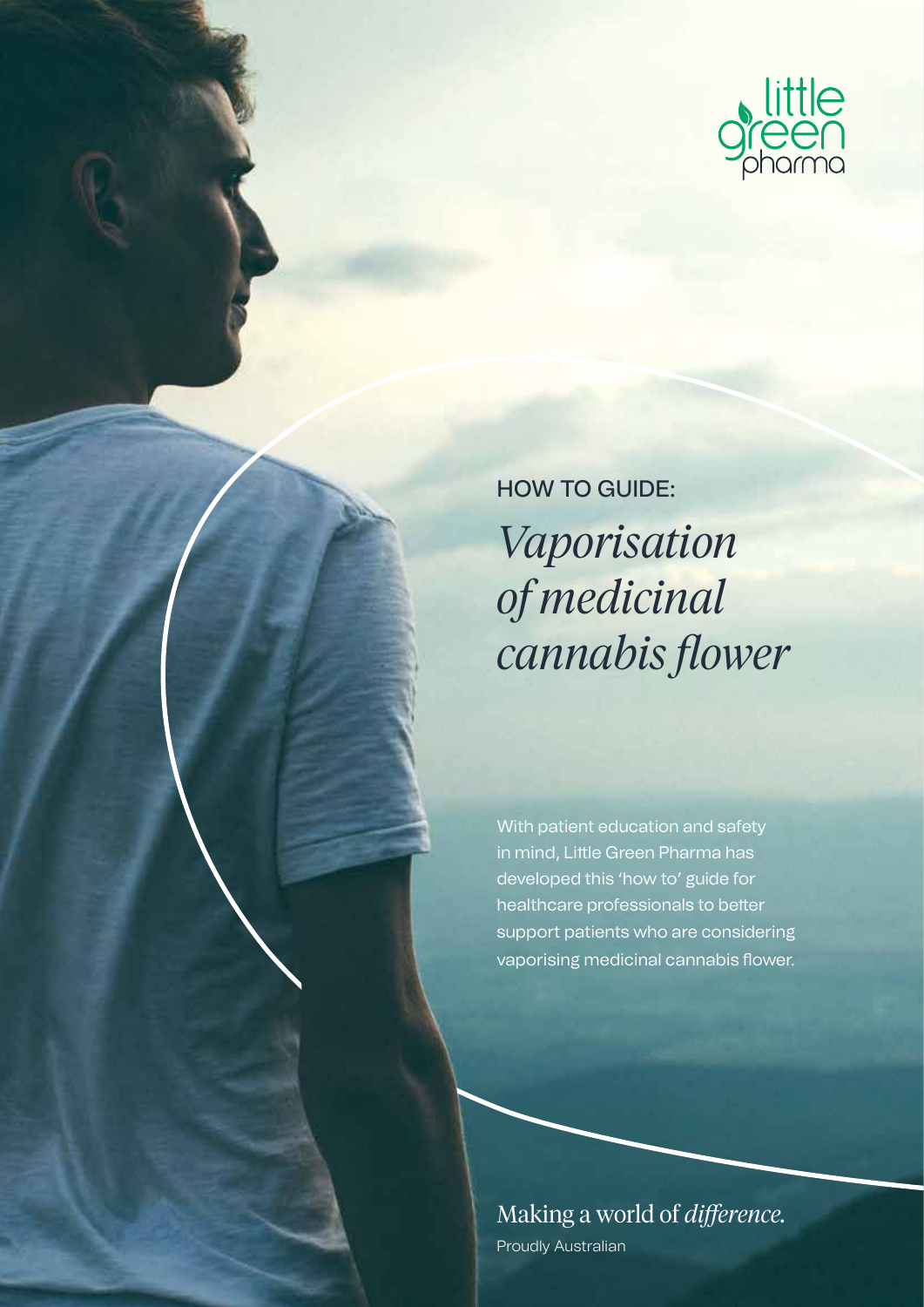little green pharma

HOW TO GUIDE:

# *Vaporisation of medicinal cannabis flower*

With patient education and safety in mind, Little Green Pharma has developed this 'how to' guide for healthcare professionals to better support patients who are considering vaporising medicinal cannabis flower.

Making a world of *difference.*

Proudly Australian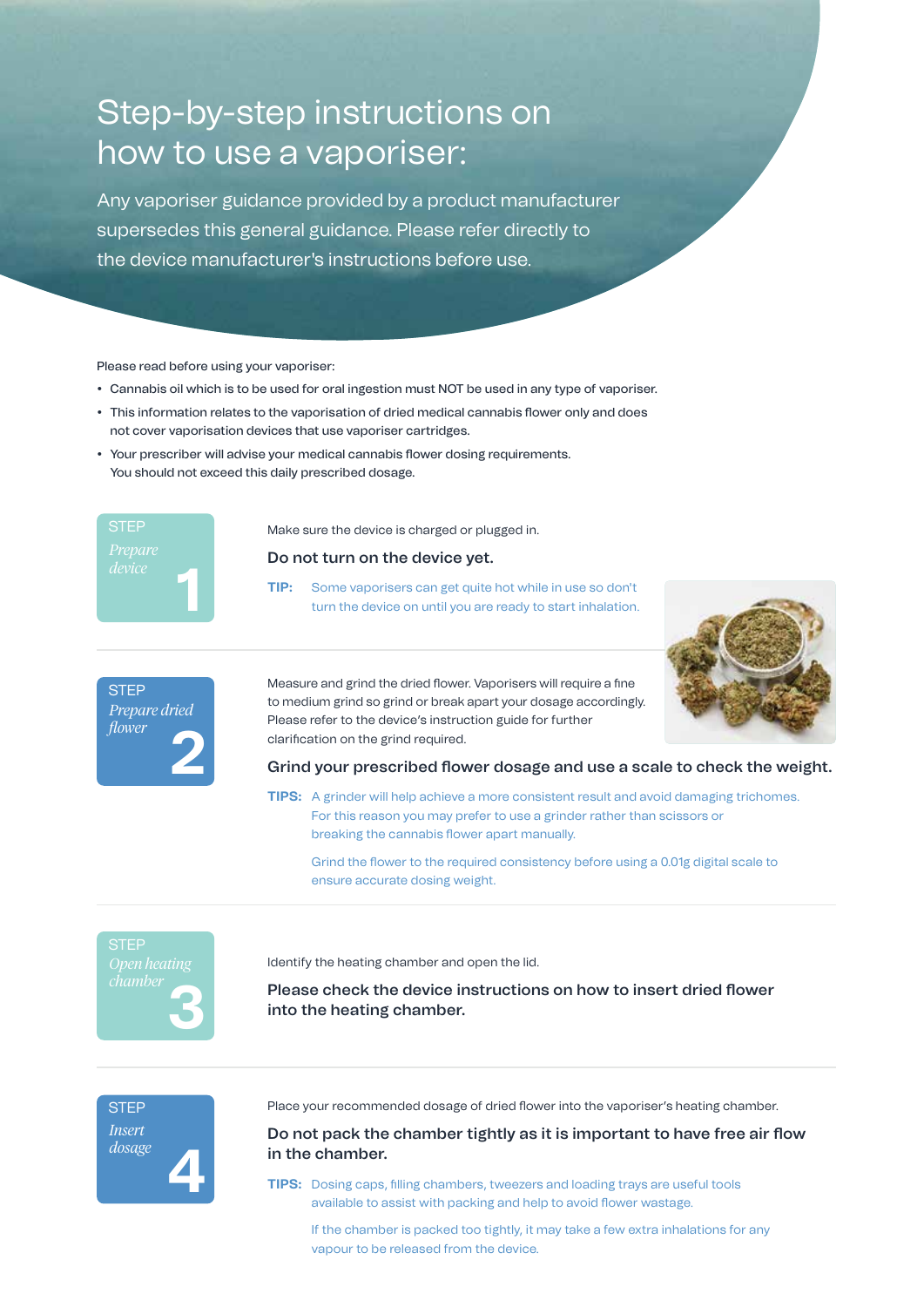# Step-by-step instructions on how to use a vaporiser:

Any vaporiser guidance provided by a product manufacturer supersedes this general guidance. Please refer directly to the device manufacturer's instructions before use.

Please read before using your vaporiser:

- Cannabis oil which is to be used for oral ingestion must NOT be used in any type of vaporiser.
- This information relates to the vaporisation of dried medical cannabis flower only and does not cover vaporisation devices that use vaporiser cartridges.
- Your prescriber will advise your medical cannabis flower dosing requirements. You should not exceed this daily prescribed dosage.

## STEP 1 — *Prepare device*

Make sure the device is charged or plugged in.

**Do not turn on the device yet.**

**TIP:** Some vaporisers can get quite hot while in use so don't turn the device on until you are ready to start inhalation.

## STEP 2 — *Prepare dried flower*

Measure and grind the dried flower. Vaporisers will require a fine to medium grind so grind or break apart your dosage accordingly. Please refer to the device's instruction guide for further clarification on the grind required.

**Grind your prescribed flower dosage and use a scale to check the weight.**

**TIPS:** A grinder will help achieve a more consistent result and avoid damaging trichomes. For this reason you may prefer to use a grinder rather than scissors or breaking the cannabis flower apart manually.

Grind the flower to the required consistency before using a 0.01g digital scale to ensure accurate dosing weight.

## STEP 3 — *Open heating chamber*

Identify the heating chamber and open the lid.

**Please check the device instructions on how to insert dried flower into the heating chamber.**

## STEP 4 — *Insert dosage*

Place your recommended dosage of dried flower into the vaporiser's heating chamber.

**Do not pack the chamber tightly as it is important to have free air flow in the chamber.**

**TIPS:** Dosing caps, filling chambers, tweezers and loading trays are useful tools available to assist with packing and help to avoid flower wastage.

If the chamber is packed too tightly, it may take a few extra inhalations for any vapour to be released from the device.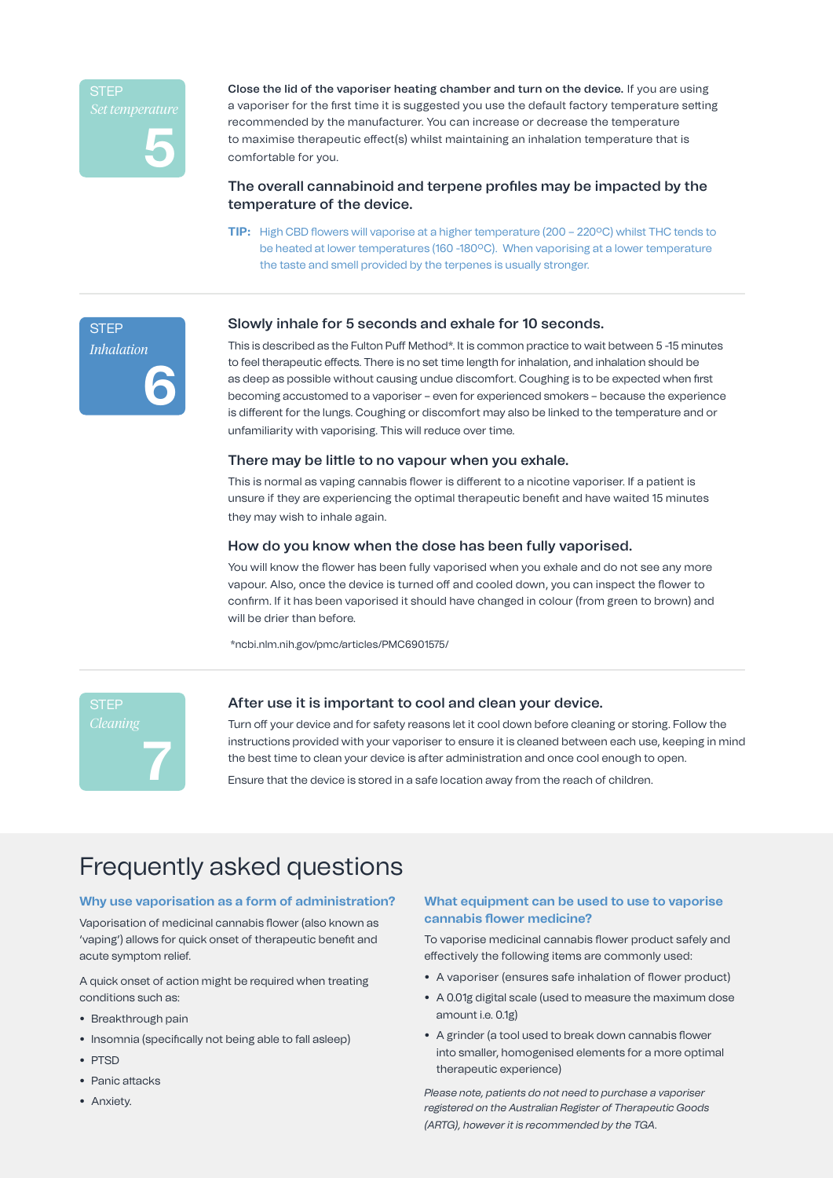## STEP 5 *Set temperature*

**Close the lid of the vaporiser heating chamber and turn on the device.** If you are using a vaporiser for the first time it is suggested you use the default factory temperature setting recommended by the manufacturer. You can increase or decrease the temperature to maximise therapeutic effect(s) whilst maintaining an inhalation temperature that is comfortable for you.

### The overall cannabinoid and terpene profiles may be impacted by the temperature of the device.

**TIP:** High CBD flowers will vaporise at a higher temperature (200 – 220ºC) whilst THC tends to be heated at lower temperatures (160 -180ºC). When vaporising at a lower temperature the taste and smell provided by the terpenes is usually stronger.

## STEP 6 *Inhalation*

### Slowly inhale for 5 seconds and exhale for 10 seconds.

This is described as the Fulton Puff Method*. It is common practice to wait between 5 -15 minutes to feel therapeutic effects. There is no set time length for inhalation, and inhalation should be as deep as possible without causing undue discomfort. Coughing is to be expected when first becoming accustomed to a vaporiser – even for experienced smokers – because the experience is different for the lungs. Coughing or discomfort may also be linked to the temperature and or unfamiliarity with vaporising. This will reduce over time.

### There may be little to no vapour when you exhale.

This is normal as vaping cannabis flower is different to a nicotine vaporiser. If a patient is unsure if they are experiencing the optimal therapeutic benefit and have waited 15 minutes they may wish to inhale again.

### How do you know when the dose has been fully vaporised.

You will know the flower has been fully vaporised when you exhale and do not see any more vapour. Also, once the device is turned off and cooled down, you can inspect the flower to confirm. If it has been vaporised it should have changed in colour (from green to brown) and will be drier than before.

*ncbi.nlm.nih.gov/pmc/articles/PMC6901575/

## STEP 7 *Cleaning*

### After use it is important to cool and clean your device.

Turn off your device and for safety reasons let it cool down before cleaning or storing. Follow the instructions provided with your vaporiser to ensure it is cleaned between each use, keeping in mind the best time to clean your device is after administration and once cool enough to open.

Ensure that the device is stored in a safe location away from the reach of children.

# Frequently asked questions

### Why use vaporisation as a form of administration?

Vaporisation of medicinal cannabis flower (also known as 'vaping') allows for quick onset of therapeutic benefit and acute symptom relief.

A quick onset of action might be required when treating conditions such as:

- Breakthrough pain
- Insomnia (specifically not being able to fall asleep)
- PTSD
- Panic attacks
- Anxiety.

### What equipment can be used to use to vaporise cannabis flower medicine?

To vaporise medicinal cannabis flower product safely and effectively the following items are commonly used:

- A vaporiser (ensures safe inhalation of flower product)
- A 0.01g digital scale (used to measure the maximum dose amount i.e. 0.1g)
- A grinder (a tool used to break down cannabis flower into smaller, homogenised elements for a more optimal therapeutic experience)

*Please note, patients do not need to purchase a vaporiser registered on the Australian Register of Therapeutic Goods (ARTG), however it is recommended by the TGA.*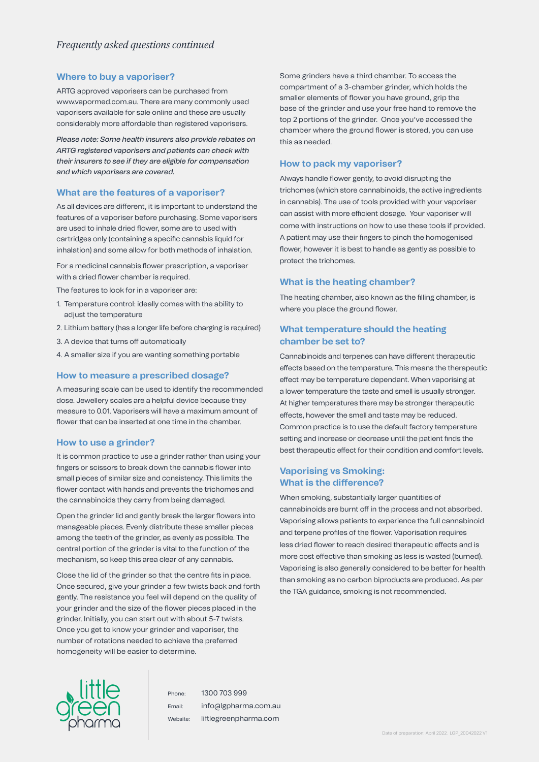*Frequently asked questions continued*

### Where to buy a vaporiser?

ARTG approved vaporisers can be purchased from www.vapormed.com.au. There are many commonly used vaporisers available for sale online and these are usually considerably more affordable than registered vaporisers.

*Please note: Some health insurers also provide rebates on ARTG registered vaporisers and patients can check with their insurers to see if they are eligible for compensation and which vaporisers are covered.*

### What are the features of a vaporiser?

As all devices are different, it is important to understand the features of a vaporiser before purchasing. Some vaporisers are used to inhale dried flower, some are to used with cartridges only (containing a specific cannabis liquid for inhalation) and some allow for both methods of inhalation.

For a medicinal cannabis flower prescription, a vaporiser with a dried flower chamber is required.

The features to look for in a vaporiser are:

1. Temperature control: ideally comes with the ability to adjust the temperature
2. Lithium battery (has a longer life before charging is required)
3. A device that turns off automatically
4. A smaller size if you are wanting something portable

### How to measure a prescribed dosage?

A measuring scale can be used to identify the recommended dose. Jewellery scales are a helpful device because they measure to 0.01. Vaporisers will have a maximum amount of flower that can be inserted at one time in the chamber.

### How to use a grinder?

It is common practice to use a grinder rather than using your fingers or scissors to break down the cannabis flower into small pieces of similar size and consistency. This limits the flower contact with hands and prevents the trichomes and the cannabinoids they carry from being damaged.

Open the grinder lid and gently break the larger flowers into manageable pieces. Evenly distribute these smaller pieces among the teeth of the grinder, as evenly as possible. The central portion of the grinder is vital to the function of the mechanism, so keep this area clear of any cannabis.

Close the lid of the grinder so that the centre fits in place. Once secured, give your grinder a few twists back and forth gently. The resistance you feel will depend on the quality of your grinder and the size of the flower pieces placed in the grinder. Initially, you can start out with about 5-7 twists. Once you get to know your grinder and vaporiser, the number of rotations needed to achieve the preferred homogeneity will be easier to determine.

Some grinders have a third chamber. To access the compartment of a 3-chamber grinder, which holds the smaller elements of flower you have ground, grip the base of the grinder and use your free hand to remove the top 2 portions of the grinder. Once you've accessed the chamber where the ground flower is stored, you can use this as needed.

### How to pack my vaporiser?

Always handle flower gently, to avoid disrupting the trichomes (which store cannabinoids, the active ingredients in cannabis). The use of tools provided with your vaporiser can assist with more efficient dosage. Your vaporiser will come with instructions on how to use these tools if provided. A patient may use their fingers to pinch the homogenised flower, however it is best to handle as gently as possible to protect the trichomes.

### What is the heating chamber?

The heating chamber, also known as the filling chamber, is where you place the ground flower.

### What temperature should the heating chamber be set to?

Cannabinoids and terpenes can have different therapeutic effects based on the temperature. This means the therapeutic effect may be temperature dependant. When vaporising at a lower temperature the taste and smell is usually stronger. At higher temperatures there may be stronger therapeutic effects, however the smell and taste may be reduced. Common practice is to use the default factory temperature setting and increase or decrease until the patient finds the best therapeutic effect for their condition and comfort levels.

### Vaporising vs Smoking: What is the difference?

When smoking, substantially larger quantities of cannabinoids are burnt off in the process and not absorbed. Vaporising allows patients to experience the full cannabinoid and terpene profiles of the flower. Vaporisation requires less dried flower to reach desired therapeutic effects and is more cost effective than smoking as less is wasted (burned). Vaporising is also generally considered to be better for health than smoking as no carbon biproducts are produced. As per the TGA guidance, smoking is not recommended.

little green pharma

Phone: 1300 703 999
Email: info@lgpharma.com.au
Website: littlegreenpharma.com

Date of preparation: April 2022. LGP_20042022 V1